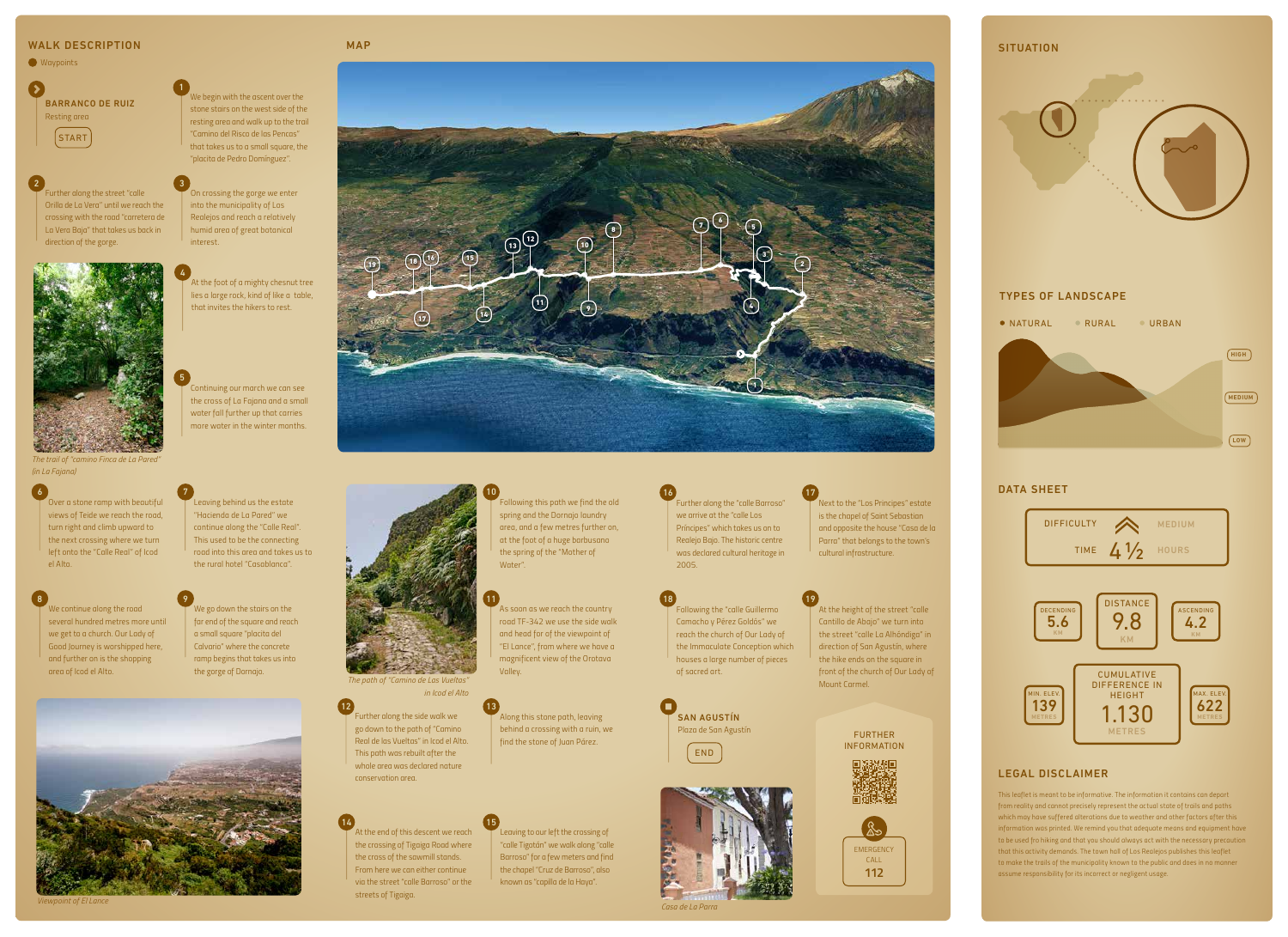## WALK DESCRIPTION

● Waypoints

**BARRANCO DE RUIZ**
Resting area

START

**1** We begin with the ascent over the stone stairs on the west side of the resting area and walk up to the trail "Camino del Risco de las Pencas" that takes us to a small square, the "placita de Pedro Domínguez".

**2** Further along the street "calle Orilla de La Vera" until we reach the crossing with the road "carretera de La Vera Baja" that takes us back in direction of the gorge.

**3** On crossing the gorge we enter into the municipality of Los Realejos and reach a relatively humid area of great botanical interest.

**4** At the foot of a mighty chesnut tree lies a large rock, kind of like a table, that invites the hikers to rest.

**5** Continuing our march we can see the cross of La Fajana and a small water fall further up that carries more water in the winter months.

*The trail of "camino Finca de La Pared" (in La Fajana)*

**6** Over a stone ramp with beautiful views of Teide we reach the road, turn right and climb upward to the next crossing where we turn left onto the "Calle Real" of Icod el Alto.

**7** Leaving behind us the estate "Hacienda de La Pared" we continue along the "Calle Real". This used to be the connecting road into this area and takes us to the rural hotel "Casablanca".

**8** We continue along the road several hundred metres more until we get to a church. Our Lady of Good Journey is worshipped here, and further on is the shopping area of Icod el Alto.

**9** We go down the stairs on the far end of the square and reach a small square "placita del Calvario" where the concrete ramp begins that takes us into the gorge of Dornajo.

*Viewpoint of El Lance*

## MAP

*The path of "Camino de Las Vueltas" in Icod el Alto*

**10** Following this path we find the old spring and the Dornajo laundry area, and a few metres further on, at the foot of a huge barbusano the spring of the "Mother of Water".

**11** As soon as we reach the country road TF-342 we use the side walk and head for of the viewpoint of "El Lance", from where we have a magnificent view of the Orotava Valley.

**12** Further along the side walk we go down to the path of "Camino Real de las Vueltas" in Icod el Alto. This path was rebuilt after the whole area was declared nature conservation area.

**13** Along this stone path, leaving behind us a crossing with a ruin, we find the stone of Juan Párez.

**14** At the end of this descent we reach the crossing of Tigaiga Road where the cross of the sawmill stands. From here we can either continue via the street "calle Barroso" or the streets of Tigaiga.

**15** Leaving to our left the crossing of "calle Tigaián" we walk along "calle Barroso" for a few meters and find the chapel "Cruz de Barroso", also known as "capilla de la Haya".

**16** Further along the "calle Barroso" we arrive at the "calle Los Principes" which takes us on to Realejo Bajo. The historic centre was declared cultural heritage in 2005.

**17** Next to the "Los Principes" estate is the chapel of Saint Sebastian and opposite the house "Casa de la Parra" that belongs to the town's cultural infrastructure.

**18** Following the "calle Guillermo Camacho y Pérez Goldós" we reach the church of the Immaculate Conception which houses a large number of pieces of sacred art.

**19** At the height of the street "calle Cantillo de Abajo" we turn into the street "calle La Alhóndiga" in direction of San Agustín, where the hike ends on the square in front of the church of Our Lady of Mount Carmel.

**SAN AGUSTÍN**
Plaza de San Agustín

END

*Casa de La Parra*

FURTHER INFORMATION

EMERGENCY CALL
112

## SITUATION

## TYPES OF LANDSCAPE

● NATURAL ● RURAL ● URBAN

HIGH / MEDIUM / LOW

## DATA SHEET

| | |
|---|---|
| DIFFICULTY | MEDIUM |
| TIME | 4 ½ HOURS |
| DECENDING | 5.6 KM |
| DISTANCE | 9.8 KM |
| ASCENDING | 4.2 KM |
| MIN. ELEV. | 139 METRES |
| CUMULATIVE DIFFERENCE IN HEIGHT | 1.130 METRES |
| MAX. ELEV. | 622 METRES |

## LEGAL DISCLAIMER

This leaflet is meant to be informative. The information it contains can depart from reality and cannot precisely represent the actual state of trails and paths which may have suffered alterations due to weather and other factors after this information was printed. We remind you that adequate means and equipment have to be used fro hiking and that you should always act with the necessary precaution that this activity demands. The town hall of Los Realejos publishes this leaflet to make the trails of the municipality known to the public and does in no manner assume responsibility for its incorrect or negligent usage.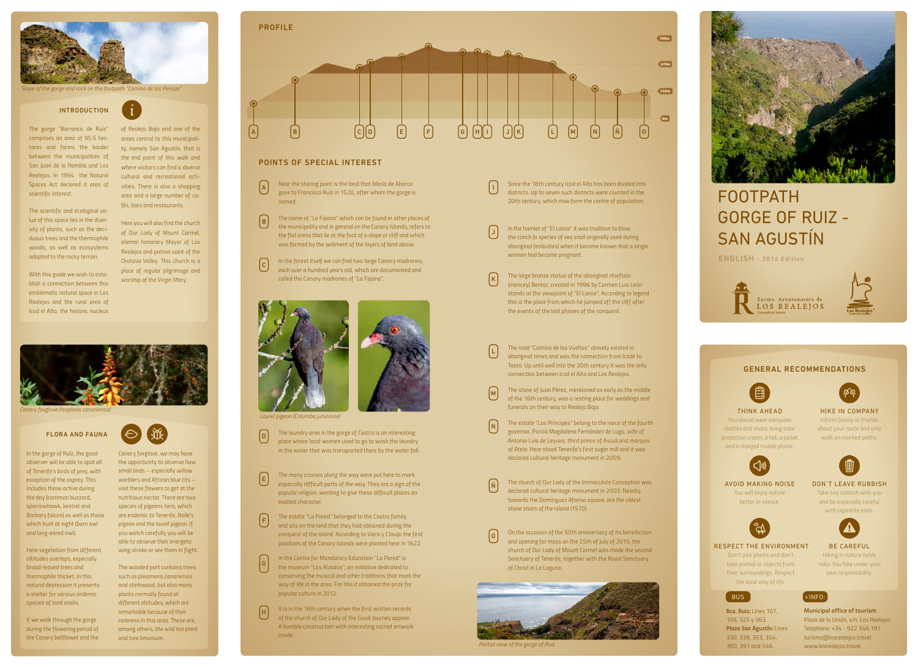*Slope of the gorge and rock on the footpath "Camino de las Pencas"*

## INTRODUCTION

The gorge "Barranco de Ruiz" comprises an area of 95.5 hectares and forms the border between the municipalities of San Juan de la Rambla and Los Realejos. In 1994 the Natural Spaces Act declared it area of scientific interest.

The scientific and ecological value of this space lies in the diversity of plants, such as the deciduous trees and the thermophile woods, as well as ecosystems adapted to the rocky terrain.

With this guide we wish to establish a connection between this emblematic natural space in Los Realejos and the rural area of Icod el Alto, the historic nucleus of Realejo Bajo and one of the areas central to this municipality, namely San Agustín, that is the end point of this walk and where visitors can find a diverse cultural and recreational activities. There is also a shopping area and a large number of cafés, bars and restaurants.

Here you will also find the church of Our Lady of Mount Carmel, eternal honorary Mayor of Los Realejos and patron saint of the Orotava Valley. This church is a place of regular pilgrimage and worship of the Virgin Mary.

*Canary foxglove (Isoplexis canariensis)*

## FLORA AND FAUNA

In the gorge of Ruíz, the good observer will be able to spot all of Tenerife's birds of prey, with exception of the osprey. This includes those active during the day (common buzzard, sparrowhawk, kestrel and Barbary falcon) as well as those which hunt at night (barn owl and long-eared owl).

Here vegetation from different altitudes overlaps, especially broad-leaved trees and thermophile thicket. In this natural depression it presents a shelter for various endemic species of land snails.

If we walk through the gorge during the flowering period of the Canary bellflower and the Canary foxglove, we may have the opportunity to observe how small birds – especially willow warblers and African blue tits – visit these flowers to get at the nutritious nectar. There are two species of pigeons here, which are endemic to Tenerife, Bolle's pigeon and the laurel pigeon. If you watch carefully you will be able to observe their energetic wing stroke or see them in flight.

The wooded part contains trees such as pleiomeris canariensis and stinkwood, but also many plants normally found at different altitudes, which are remarkable because of their rareness in this area. These are, among others, the wild tea plant and tree limonium.

## PROFILE

700m
470m
230m
0m

A B C D E F G H I J K L M N Ñ O

## POINTS OF SPECIAL INTEREST

**A** Near the staring point is the land that María de Abarca gave to Francisco Ruíz in 1520, after whom the gorge is named.

**B** The name of "La Fajana" which can be found in other places of the municipality and in general on the Canary Islands, refers to the flat areas that lie at the foot of a slope or cliff and which was formed by the sediment of the layers of land above.

**C** In the forest itself we can find two large Canary madrones, each over a hundred years old, which are documented and called the Canary madrones of "La Fajana".

*Laurel pigeon (Columba junioniae)*

**D** The laundry area in the gorge of Castro is an interesting place where local women used to go to wash the laundry in the water that was transported there by the water fall.

**E** The many crosses along the way were put here to mark especially difficult parts of the way. They are a sign of the popular religion, wanting to give these difficult places an exalted character.

**F** The estate "La Pared" belonged to the Castro family and sits on the land that they had obtained during the conquest of the island. According to Viera y Clavijo the first potatoes of the Canary Islands were planted here in 1622.

**G** In the Centre for Mandatory Education "La Pared" is the museum "Los Alzados"; an initiative dedicated to conserving the musical and other traditions that mark the way of life in the area. For this it obtained the prize for popular culture in 2012.

**H** It is in the 16th century when the first written records of the church of Our Lady of the Mount Carmel appear. A humble construction with interesting sacred artwork inside.

**I** Since the 18th century Icod el Alto has been divided into districts. Up to seven such districts were counted in the 20th century, which now form the centre of population.

**J** In the hamlet of "El Lance" it was tradition to blow the conch (a species of sea snail originally used during aboriginal festivities) when it became known that a single woman had become pregnant.

**K** The large bronze statue of the aboriginal chieftain (mencey) Bentor, created in 1996 by Carmen Luis León stands at the viewpoint of "El Lance". According to legend this is the place from which he jumped off the cliff after the events of the last phases of the conquest.

**L** The road "Camino de las Vueltas" already existed in aboriginal times and was the connection from Icode to Taoro. Up until well into the 20th century it was the only connection between Icod el Alto and Los Realejos.

**M** The stone of Juan Pérez, mentioned as early as the middle of the 16th century, was a resting place for weddings and funerals on their way to Realejo Bajo.

**N** The estate "Los Príncipes" belong to the niece of the fourth governor, Porcia Magdalena Fernández de Lugo, wife of Antonio Luis de Leyuva, third prince of Asculi and marquis of Atela. Here stood Tenerife's first sugar mill and it was declared cultural heritage monument in 2009.

**Ñ** The church of Our Lady of the Immaculate Conception was declared cultural heritage monument in 2003. Nearby, towards the Domínguez Afonso square, are the oldest stone stairs of the island (1570).

**O** On the occasion of the 50th anniversary of its benediction and opening for mass on the 25th of July of 2015, the church of Our Lady of Mount Carmel was made the second Sanctuary of Tenerife, together with the Royal Sanctuary of Christ in La Laguna.

*Partial view of the gorge of Ruiz*

# FOOTPATH GORGE OF RUIZ - SAN AGUSTÍN

ENGLISH · 2016 Edition

Excmo. Ayuntamiento de LOS REALEJOS
Concejalía de Turismo

Los Realejos

## GENERAL RECOMMENDATIONS

**THINK AHEAD**
You should wear adequate clothes and shoes, bring solar protection cream, a hat, a jacket and a charged mobile phone.

**HIKE IN COMPANY**
Inform family or friends about your route and only walk on marked paths.

**AVOID MAKING NOISE**
You will enjoy nature better in silence.

**DON'T LEAVE RUBBISH**
Take any rubbish with you and be especially careful with cigarette ends.

**RESPECT THE ENVIRONMENT**
Don't pick plants and don't take animal or objects from their surroundings. Respect the local way of life.

**BE CAREFUL**
Hiking in nature holds risks. You hike under your own responsibility.

**BUS**

**Bco. Ruiz:** Lines 107, 108, 325 y 363.
**Plaza San Agustín:** Lines 330, 339, 353, 354, 380, 391 and 546.

**+INFO:**

**Municipal office of tourism**
Plaza de la Unión, s/n. Los Realejos
Telephone: +34 - 922 346 181
turismo@losrealejos.travel
www.losrealejos.travel